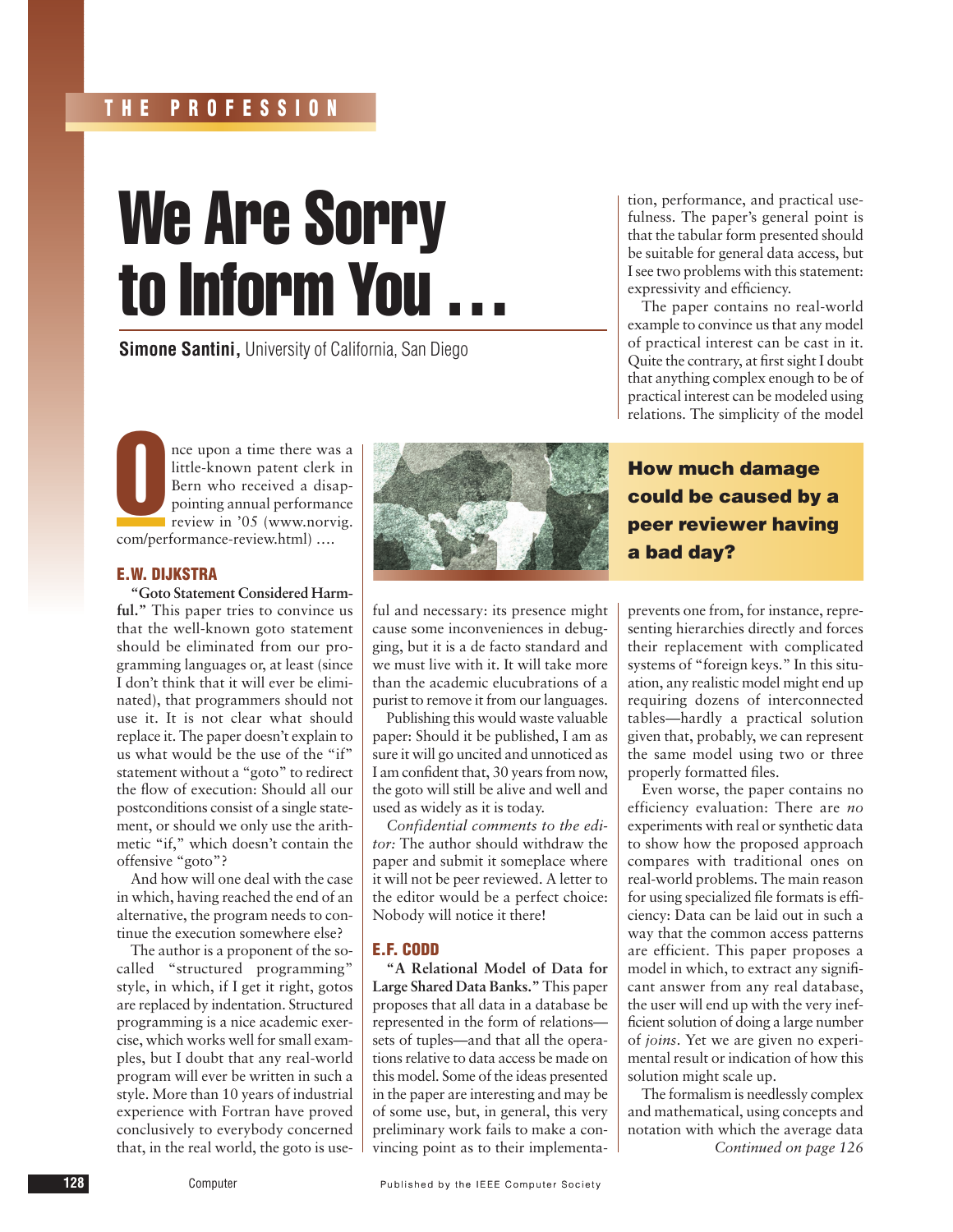THE PROFESSION

# We Are Sorry to Inform You ...

**Simone Santini,** University of California, San Diego

Once upon a time there was a little-known patent clerk in Bern who received a disappointing annual performance review in '05 (www.norvig.com/performance-review.html) ....

## E.W. DIJKSTRA

**"Goto Statement Considered Harmful."** This paper tries to convince us that the well-known goto statement should be eliminated from our programming languages or, at least (since I don't think that it will ever be eliminated), that programmers should not use it. It is not clear what should replace it. The paper doesn't explain to us what would be the use of the "if" statement without a "goto" to redirect the flow of execution: Should all our postconditions consist of a single statement, or should we only use the arithmetic "if," which doesn't contain the offensive "goto"?

And how will one deal with the case in which, having reached the end of an alternative, the program needs to continue the execution somewhere else?

The author is a proponent of the so-called "structured programming" style, in which, if I get it right, gotos are replaced by indentation. Structured programming is a nice academic exercise, which works well for small examples, but I doubt that any real-world program will ever be written in such a style. More than 10 years of industrial experience with Fortran have proved conclusively to everybody concerned that, in the real world, the goto is useful and necessary: its presence might cause some inconveniences in debugging, but it is a de facto standard and we must live with it. It will take more than the academic elucubrations of a purist to remove it from our languages.

Publishing this would waste valuable paper: Should it be published, I am as sure it will go uncited and unnoticed as I am confident that, 30 years from now, the goto will still be alive and well and used as widely as it is today.

*Confidential comments to the editor:* The author should withdraw the paper and submit it someplace where it will not be peer reviewed. A letter to the editor would be a perfect choice: Nobody will notice it there!

## E.F. CODD

**"A Relational Model of Data for Large Shared Data Banks."** This paper proposes that all data in a database be represented in the form of relations—sets of tuples—and that all the operations relative to data access be made on this model. Some of the ideas presented in the paper are interesting and may be of some use, but, in general, this very preliminary work fails to make a convincing point as to their implementation, performance, and practical usefulness. The paper's general point is that the tabular form presented should be suitable for general data access, but I see two problems with this statement: expressivity and efficiency.

**How much damage could be caused by a peer reviewer having a bad day?**

The paper contains no real-world example to convince us that any model of practical interest can be cast in it. Quite the contrary, at first sight I doubt that anything complex enough to be of practical interest can be modeled using relations. The simplicity of the model prevents one from, for instance, representing hierarchies directly and forces their replacement with complicated systems of "foreign keys." In this situation, any realistic model might end up requiring dozens of interconnected tables—hardly a practical solution given that, probably, we can represent the same model using two or three properly formatted files.

Even worse, the paper contains no efficiency evaluation: There are *no* experiments with real or synthetic data to show how the proposed approach compares with traditional ones on real-world problems. The main reason for using specialized file formats is efficiency: Data can be laid out in such a way that the common access patterns are efficient. This paper proposes a model in which, to extract any significant answer from any real database, the user will end up with the very inefficient solution of doing a large number of *joins*. Yet we are given no experimental result or indication of how this solution might scale up.

The formalism is needlessly complex and mathematical, using concepts and notation with which the average data

*Continued on page 126*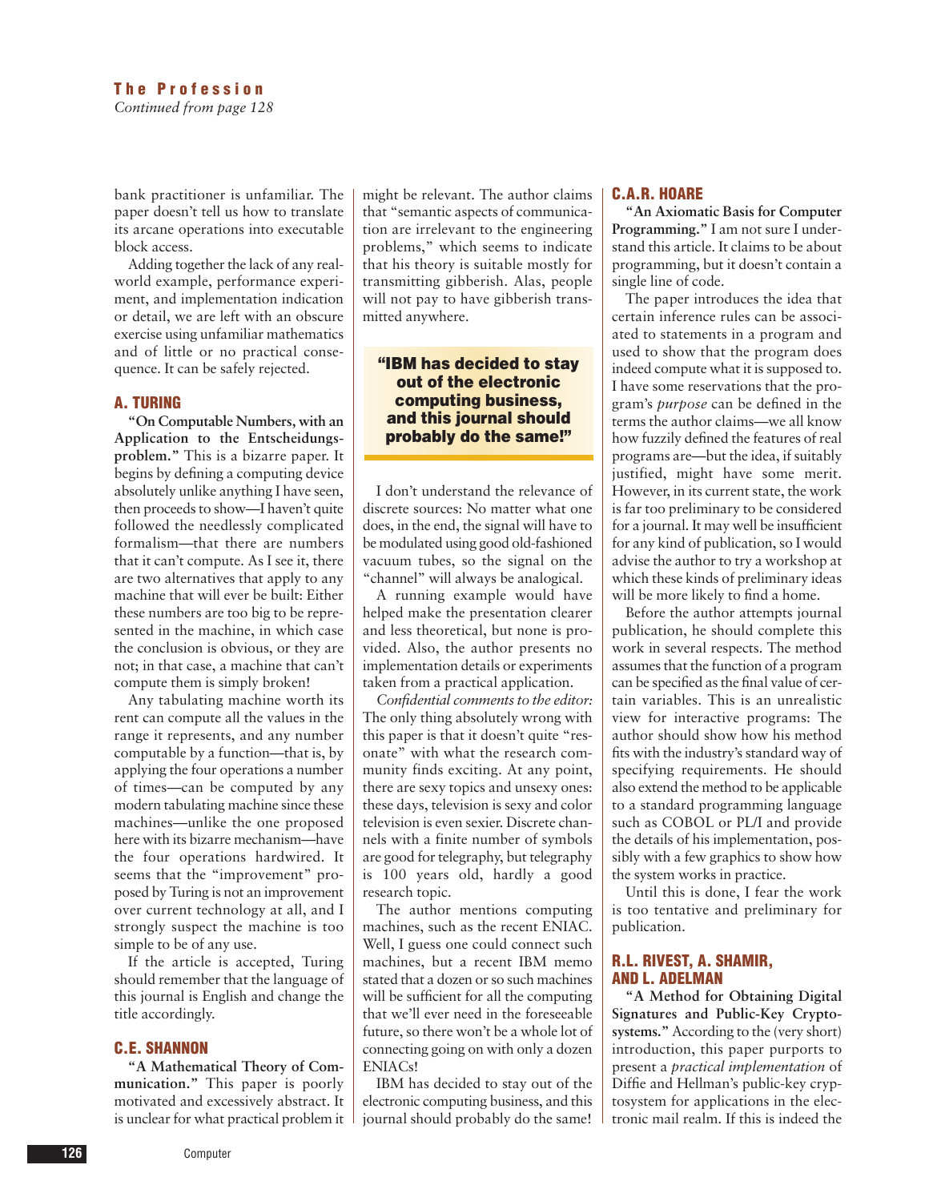## The Profession

*Continued from page 128*

bank practitioner is unfamiliar. The paper doesn't tell us how to translate its arcane operations into executable block access.

Adding together the lack of any real-world example, performance experiment, and implementation indication or detail, we are left with an obscure exercise using unfamiliar mathematics and of little or no practical consequence. It can be safely rejected.

### A. TURING

**"On Computable Numbers, with an Application to the Entscheidungsproblem."** This is a bizarre paper. It begins by defining a computing device absolutely unlike anything I have seen, then proceeds to show—I haven't quite followed the needlessly complicated formalism—that there are numbers that it can't compute. As I see it, there are two alternatives that apply to any machine that will ever be built: Either these numbers are too big to be represented in the machine, in which case the conclusion is obvious, or they are not; in that case, a machine that can't compute them is simply broken!

Any tabulating machine worth its rent can compute all the values in the range it represents, and any number computable by a function—that is, by applying the four operations a number of times—can be computed by any modern tabulating machine since these machines—unlike the one proposed here with its bizarre mechanism—have the four operations hardwired. It seems that the "improvement" proposed by Turing is not an improvement over current technology at all, and I strongly suspect the machine is too simple to be of any use.

If the article is accepted, Turing should remember that the language of this journal is English and change the title accordingly.

### C.E. SHANNON

**"A Mathematical Theory of Communication."** This paper is poorly motivated and excessively abstract. It is unclear for what practical problem it might be relevant. The author claims that "semantic aspects of communication are irrelevant to the engineering problems," which seems to indicate that his theory is suitable mostly for transmitting gibberish. Alas, people will not pay to have gibberish transmitted anywhere.

> **"IBM has decided to stay out of the electronic computing business, and this journal should probably do the same!"**

I don't understand the relevance of discrete sources: No matter what one does, in the end, the signal will have to be modulated using good old-fashioned vacuum tubes, so the signal on the "channel" will always be analogical.

A running example would have helped make the presentation clearer and less theoretical, but none is provided. Also, the author presents no implementation details or experiments taken from a practical application.

*Confidential comments to the editor:* The only thing absolutely wrong with this paper is that it doesn't quite "resonate" with what the research community finds exciting. At any point, there are sexy topics and unsexy ones: these days, television is sexy and color television is even sexier. Discrete channels with a finite number of symbols are good for telegraphy, but telegraphy is 100 years old, hardly a good research topic.

The author mentions computing machines, such as the recent ENIAC. Well, I guess one could connect such machines, but a recent IBM memo stated that a dozen or so such machines will be sufficient for all the computing that we'll ever need in the foreseeable future, so there won't be a whole lot of connecting going on with only a dozen ENIACs!

IBM has decided to stay out of the electronic computing business, and this journal should probably do the same!

### C.A.R. HOARE

**"An Axiomatic Basis for Computer Programming."** I am not sure I understand this article. It claims to be about programming, but it doesn't contain a single line of code.

The paper introduces the idea that certain inference rules can be associated to statements in a program and used to show that the program does indeed compute what it is supposed to. I have some reservations that the program's *purpose* can be defined in the terms the author claims—we all know how fuzzily defined the features of real programs are—but the idea, if suitably justified, might have some merit. However, in its current state, the work is far too preliminary to be considered for a journal. It may well be insufficient for any kind of publication, so I would advise the author to try a workshop at which these kinds of preliminary ideas will be more likely to find a home.

Before the author attempts journal publication, he should complete this work in several respects. The method assumes that the function of a program can be specified as the final value of certain variables. This is an unrealistic view for interactive programs: The author should show how his method fits with the industry's standard way of specifying requirements. He should also extend the method to be applicable to a standard programming language such as COBOL or PL/I and provide the details of his implementation, possibly with a few graphics to show how the system works in practice.

Until this is done, I fear the work is too tentative and preliminary for publication.

### R.L. RIVEST, A. SHAMIR, AND L. ADELMAN

**"A Method for Obtaining Digital Signatures and Public-Key Cryptosystems."** According to the (very short) introduction, this paper purports to present a *practical implementation* of Diffie and Hellman's public-key cryptosystem for applications in the electronic mail realm. If this is indeed the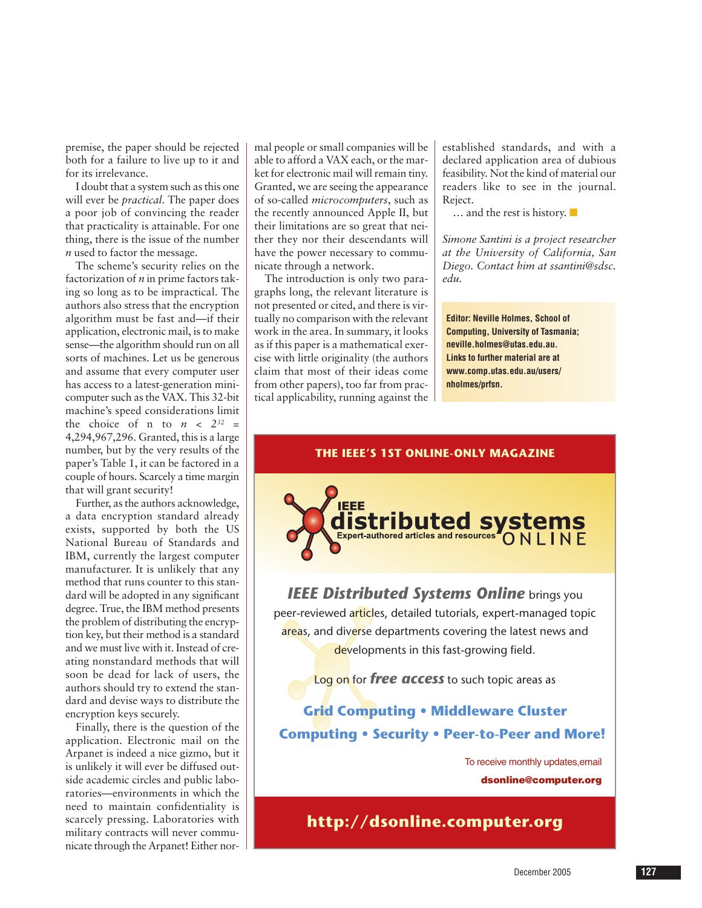premise, the paper should be rejected both for a failure to live up to it and for its irrelevance.

I doubt that a system such as this one will ever be *practical*. The paper does a poor job of convincing the reader that practicality is attainable. For one thing, there is the issue of the number $n$ used to factor the message.

The scheme's security relies on the factorization of $n$ in prime factors taking so long as to be impractical. The authors also stress that the encryption algorithm must be fast and—if their application, electronic mail, is to make sense—the algorithm should run on all sorts of machines. Let us be generous and assume that every computer user has access to a latest-generation minicomputer such as the VAX. This 32-bit machine's speed considerations limit the choice of n to $n < 2^{32} =$ 4,294,967,296. Granted, this is a large number, but by the very results of the paper's Table 1, it can be factored in a couple of hours. Scarcely a time margin that will grant security!

Further, as the authors acknowledge, a data encryption standard already exists, supported by both the US National Bureau of Standards and IBM, currently the largest computer manufacturer. It is unlikely that any method that runs counter to this standard will be adopted in any significant degree. True, the IBM method presents the problem of distributing the encryption key, but their method is a standard and we must live with it. Instead of creating nonstandard methods that will soon be dead for lack of users, the authors should try to extend the standard and devise ways to distribute the encryption keys securely.

Finally, there is the question of the application. Electronic mail on the Arpanet is indeed a nice gizmo, but it is unlikely it will ever be diffused outside academic circles and public laboratories—environments in which the need to maintain confidentiality is scarcely pressing. Laboratories with military contracts will never communicate through the Arpanet! Either normal people or small companies will be able to afford a VAX each, or the market for electronic mail will remain tiny. Granted, we are seeing the appearance of so-called *microcomputers*, such as the recently announced Apple II, but their limitations are so great that neither they nor their descendants will have the power necessary to communicate through a network.

The introduction is only two paragraphs long, the relevant literature is not presented or cited, and there is virtually no comparison with the relevant work in the area. In summary, it looks as if this paper is a mathematical exercise with little originality (the authors claim that most of their ideas come from other papers), too far from practical applicability, running against the established standards, and with a declared application area of dubious feasibility. Not the kind of material our readers like to see in the journal. Reject.

… and the rest is history.

*Simone Santini is a project researcher at the University of California, San Diego. Contact him at ssantini@sdsc.edu.*

**Editor: Neville Holmes, School of Computing, University of Tasmania; neville.holmes@utas.edu.au. Links to further material are at www.comp.utas.edu.au/users/nholmes/prfsn.**

THE IEEE'S 1ST ONLINE-ONLY MAGAZINE

IEEE distributed systems ONLINE
Expert-authored articles and resources

*IEEE Distributed Systems Online* brings you peer-reviewed articles, detailed tutorials, expert-managed topic areas, and diverse departments covering the latest news and developments in this fast-growing field.

Log on for ***free access*** to such topic areas as

**Grid Computing • Middleware Cluster Computing • Security • Peer-to-Peer and More!**

To receive monthly updates,email **dsonline@computer.org**

**http://dsonline.computer.org**